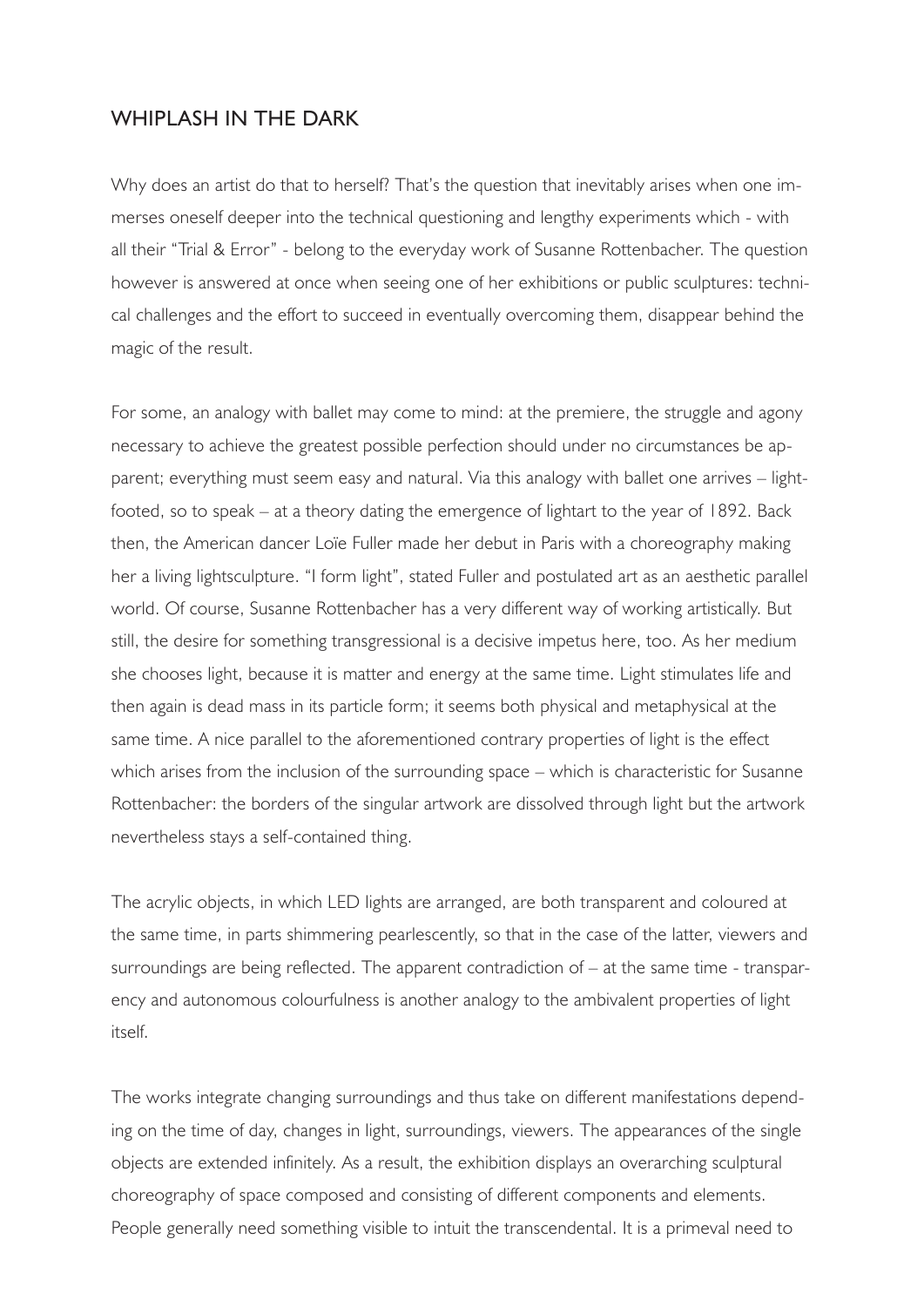# WHIPLASH IN THE DARK

Why does an artist do that to herself? That's the question that inevitably arises when one immerses oneself deeper into the technical questioning and lengthy experiments which - with all their "Trial & Error" - belong to the everyday work of Susanne Rottenbacher. The question however is answered at once when seeing one of her exhibitions or public sculptures: technical challenges and the effort to succeed in eventually overcoming them, disappear behind the magic of the result.

For some, an analogy with ballet may come to mind: at the premiere, the struggle and agony necessary to achieve the greatest possible perfection should under no circumstances be apparent; everything must seem easy and natural. Via this analogy with ballet one arrives – lightfooted, so to speak – at a theory dating the emergence of lightart to the year of 1892. Back then, the American dancer Loïe Fuller made her debut in Paris with a choreography making her a living lightsculpture. "I form light", stated Fuller and postulated art as an aesthetic parallel world. Of course, Susanne Rottenbacher has a very different way of working artistically. But still, the desire for something transgressional is a decisive impetus here, too. As her medium she chooses light, because it is matter and energy at the same time. Light stimulates life and then again is dead mass in its particle form; it seems both physical and metaphysical at the same time. A nice parallel to the aforementioned contrary properties of light is the effect which arises from the inclusion of the surrounding space – which is characteristic for Susanne Rottenbacher: the borders of the singular artwork are dissolved through light but the artwork nevertheless stays a self-contained thing.

The acrylic objects, in which LED lights are arranged, are both transparent and coloured at the same time, in parts shimmering pearlescently, so that in the case of the latter, viewers and surroundings are being reflected. The apparent contradiction of – at the same time - transparency and autonomous colourfulness is another analogy to the ambivalent properties of light itself.

The works integrate changing surroundings and thus take on different manifestations depending on the time of day, changes in light, surroundings, viewers. The appearances of the single objects are extended infinitely. As a result, the exhibition displays an overarching sculptural choreography of space composed and consisting of different components and elements. People generally need something visible to intuit the transcendental. It is a primeval need to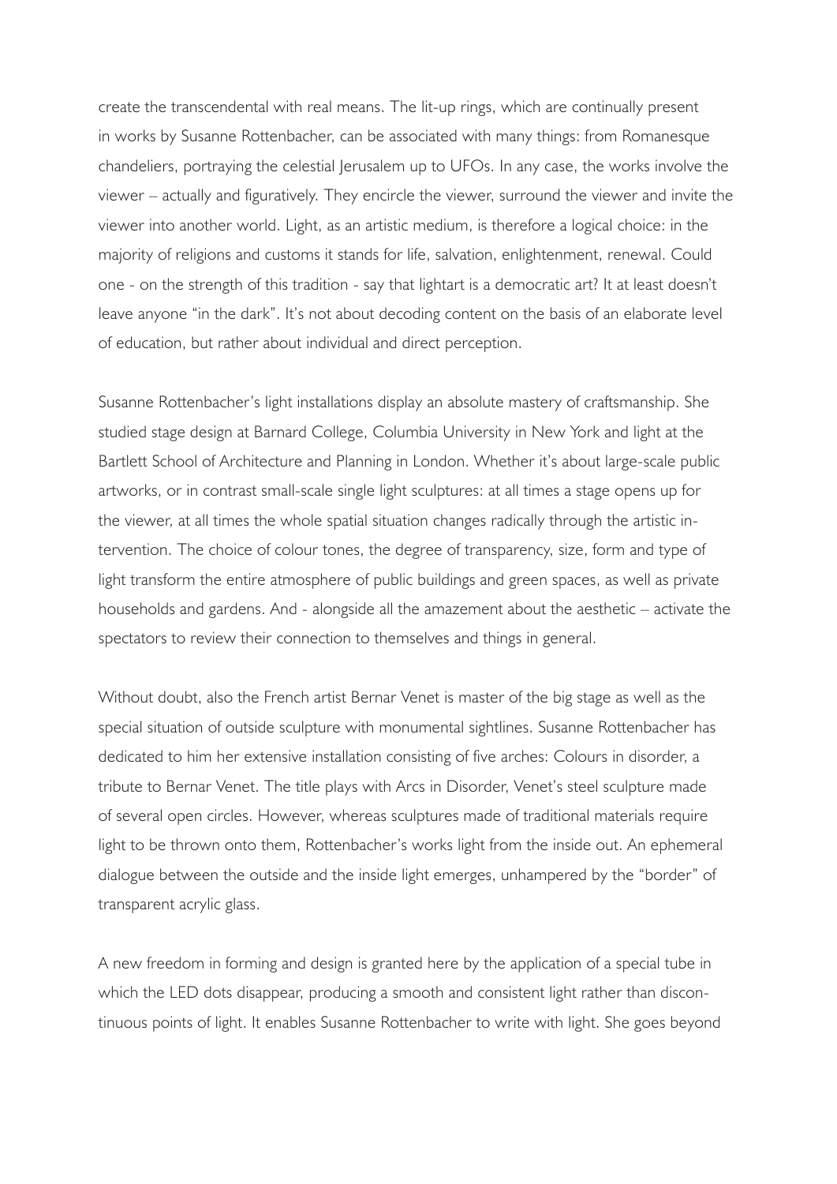create the transcendental with real means. The lit-up rings, which are continually present in works by Susanne Rottenbacher, can be associated with many things: from Romanesque chandeliers, portraying the celestial Jerusalem up to UFOs. In any case, the works involve the viewer – actually and figuratively. They encircle the viewer, surround the viewer and invite the viewer into another world. Light, as an artistic medium, is therefore a logical choice: in the majority of religions and customs it stands for life, salvation, enlightenment, renewal. Could one - on the strength of this tradition - say that lightart is a democratic art? It at least doesn't leave anyone "in the dark". It's not about decoding content on the basis of an elaborate level of education, but rather about individual and direct perception.

Susanne Rottenbacher's light installations display an absolute mastery of craftsmanship. She studied stage design at Barnard College, Columbia University in New York and light at the Bartlett School of Architecture and Planning in London. Whether it's about large-scale public artworks, or in contrast small-scale single light sculptures: at all times a stage opens up for the viewer, at all times the whole spatial situation changes radically through the artistic intervention. The choice of colour tones, the degree of transparency, size, form and type of light transform the entire atmosphere of public buildings and green spaces, as well as private households and gardens. And - alongside all the amazement about the aesthetic – activate the spectators to review their connection to themselves and things in general.

Without doubt, also the French artist Bernar Venet is master of the big stage as well as the special situation of outside sculpture with monumental sightlines. Susanne Rottenbacher has dedicated to him her extensive installation consisting of five arches: Colours in disorder, a tribute to Bernar Venet. The title plays with Arcs in Disorder, Venet's steel sculpture made of several open circles. However, whereas sculptures made of traditional materials require light to be thrown onto them, Rottenbacher's works light from the inside out. An ephemeral dialogue between the outside and the inside light emerges, unhampered by the "border" of transparent acrylic glass.

A new freedom in forming and design is granted here by the application of a special tube in which the LED dots disappear, producing a smooth and consistent light rather than discontinuous points of light. It enables Susanne Rottenbacher to write with light. She goes beyond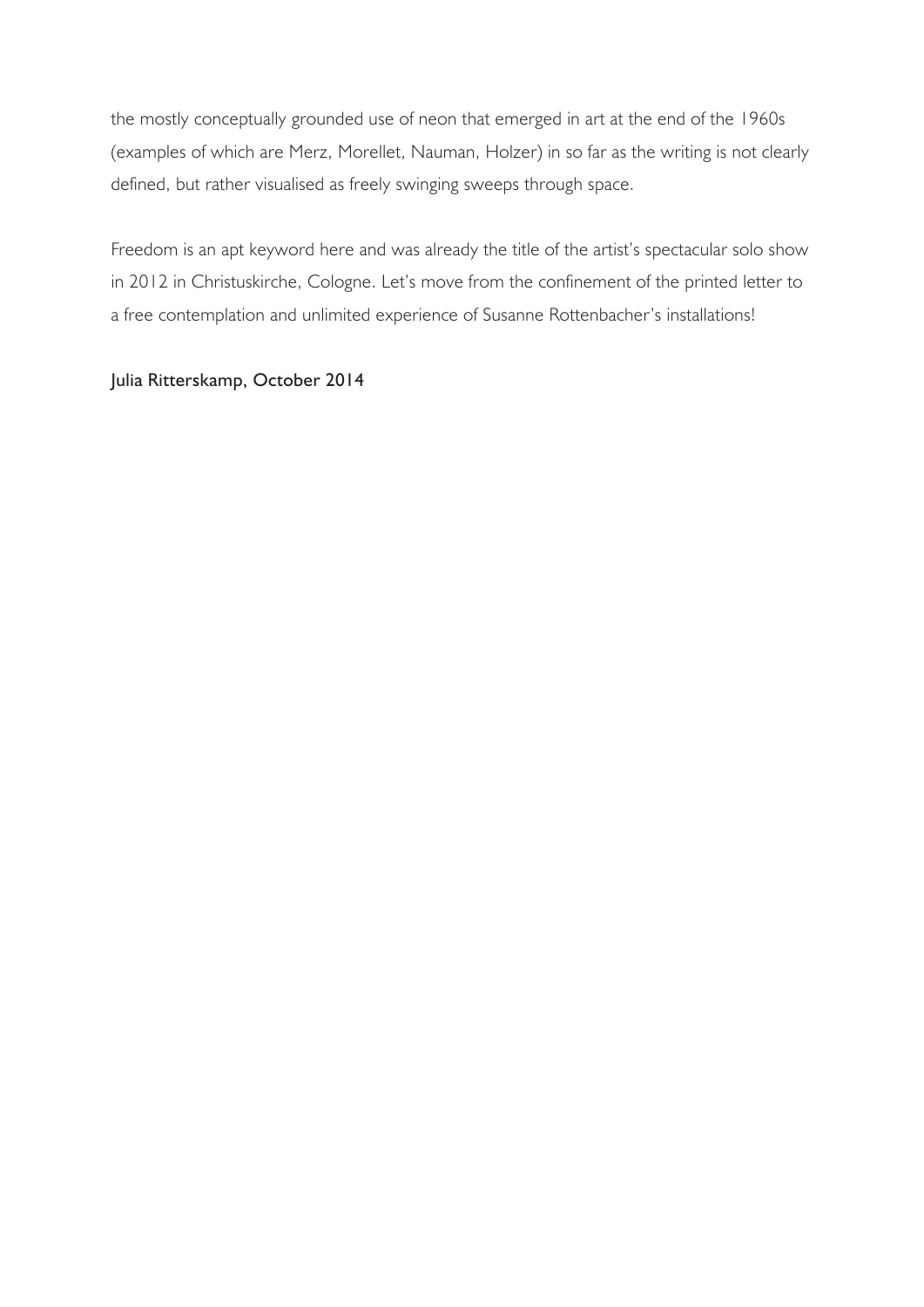the mostly conceptually grounded use of neon that emerged in art at the end of the 1960s (examples of which are Merz, Morellet, Nauman, Holzer) in so far as the writing is not clearly defined, but rather visualised as freely swinging sweeps through space.

Freedom is an apt keyword here and was already the title of the artist's spectacular solo show in 2012 in Christuskirche, Cologne. Let's move from the confinement of the printed letter to a free contemplation and unlimited experience of Susanne Rottenbacher's installations!

Julia Ritterskamp, October 2014